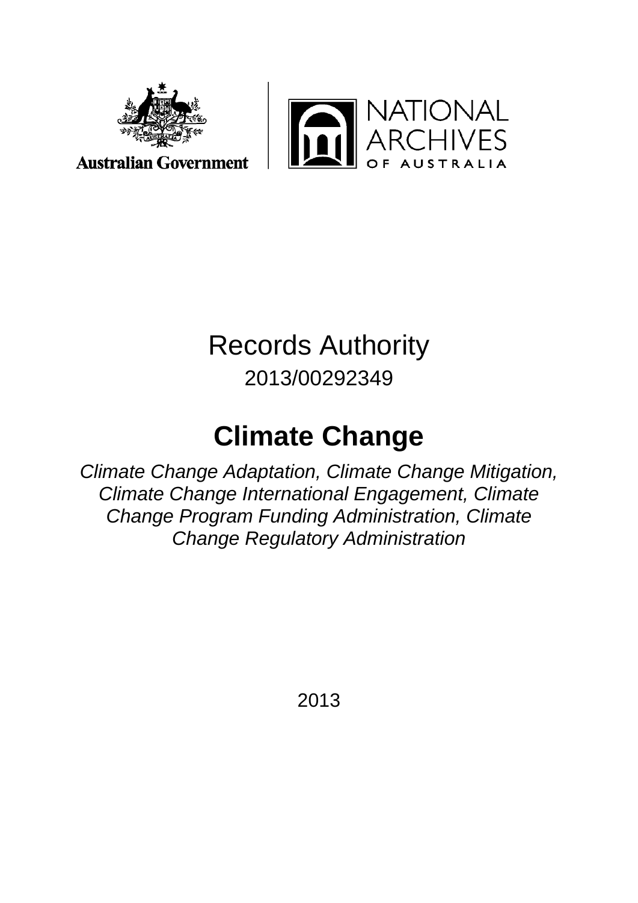Australian Government

NATIONAL ARCHIVES OF AUSTRALIA

# Records Authority

2013/00292349

## Climate Change

*Climate Change Adaptation, Climate Change Mitigation, Climate Change International Engagement, Climate Change Program Funding Administration, Climate Change Regulatory Administration*

2013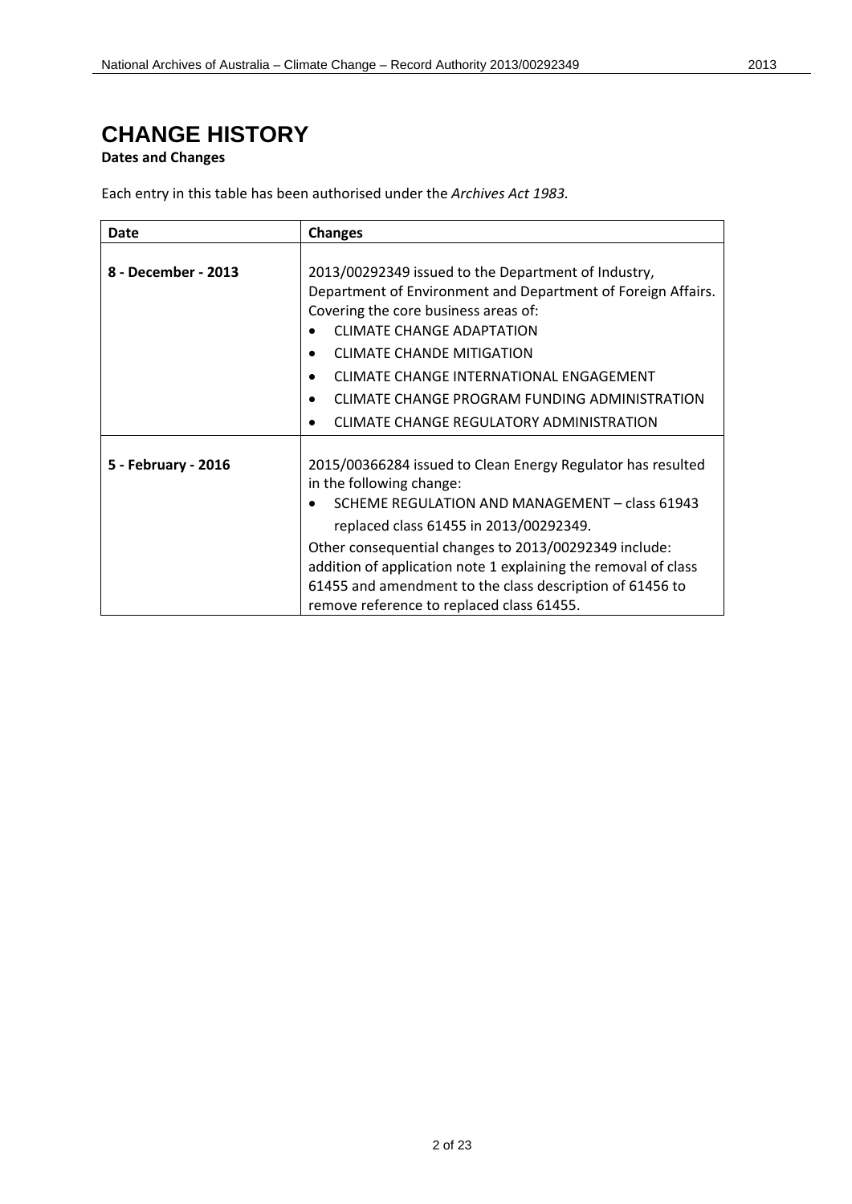# CHANGE HISTORY

**Dates and Changes**

Each entry in this table has been authorised under the *Archives Act 1983.*

| Date | Changes |
|---|---|
| **8 - December - 2013** | 2013/00292349 issued to the Department of Industry, Department of Environment and Department of Foreign Affairs. Covering the core business areas of: <br>• CLIMATE CHANGE ADAPTATION <br>• CLIMATE CHANDE MITIGATION <br>• CLIMATE CHANGE INTERNATIONAL ENGAGEMENT <br>• CLIMATE CHANGE PROGRAM FUNDING ADMINISTRATION <br>• CLIMATE CHANGE REGULATORY ADMINISTRATION |
| **5 - February - 2016** | 2015/00366284 issued to Clean Energy Regulator has resulted in the following change: <br>• SCHEME REGULATION AND MANAGEMENT – class 61943 replaced class 61455 in 2013/00292349. <br>Other consequential changes to 2013/00292349 include: addition of application note 1 explaining the removal of class 61455 and amendment to the class description of 61456 to remove reference to replaced class 61455. |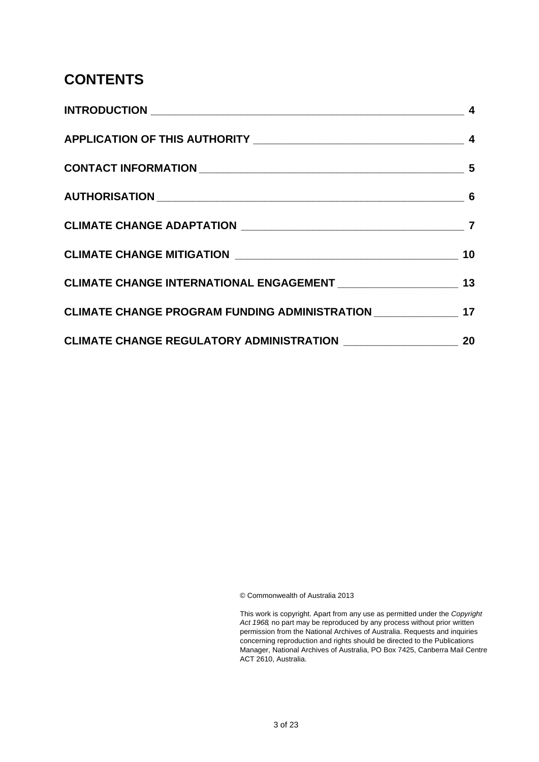# CONTENTS

| | |
|---|---|
| **INTRODUCTION** | **4** |
| **APPLICATION OF THIS AUTHORITY** | **4** |
| **CONTACT INFORMATION** | **5** |
| **AUTHORISATION** | **6** |
| **CLIMATE CHANGE ADAPTATION** | **7** |
| **CLIMATE CHANGE MITIGATION** | **10** |
| **CLIMATE CHANGE INTERNATIONAL ENGAGEMENT** | **13** |
| **CLIMATE CHANGE PROGRAM FUNDING ADMINISTRATION** | **17** |
| **CLIMATE CHANGE REGULATORY ADMINISTRATION** | **20** |

© Commonwealth of Australia 2013

This work is copyright. Apart from any use as permitted under the *Copyright Act 1968*, no part may be reproduced by any process without prior written permission from the National Archives of Australia. Requests and inquiries concerning reproduction and rights should be directed to the Publications Manager, National Archives of Australia, PO Box 7425, Canberra Mail Centre ACT 2610, Australia.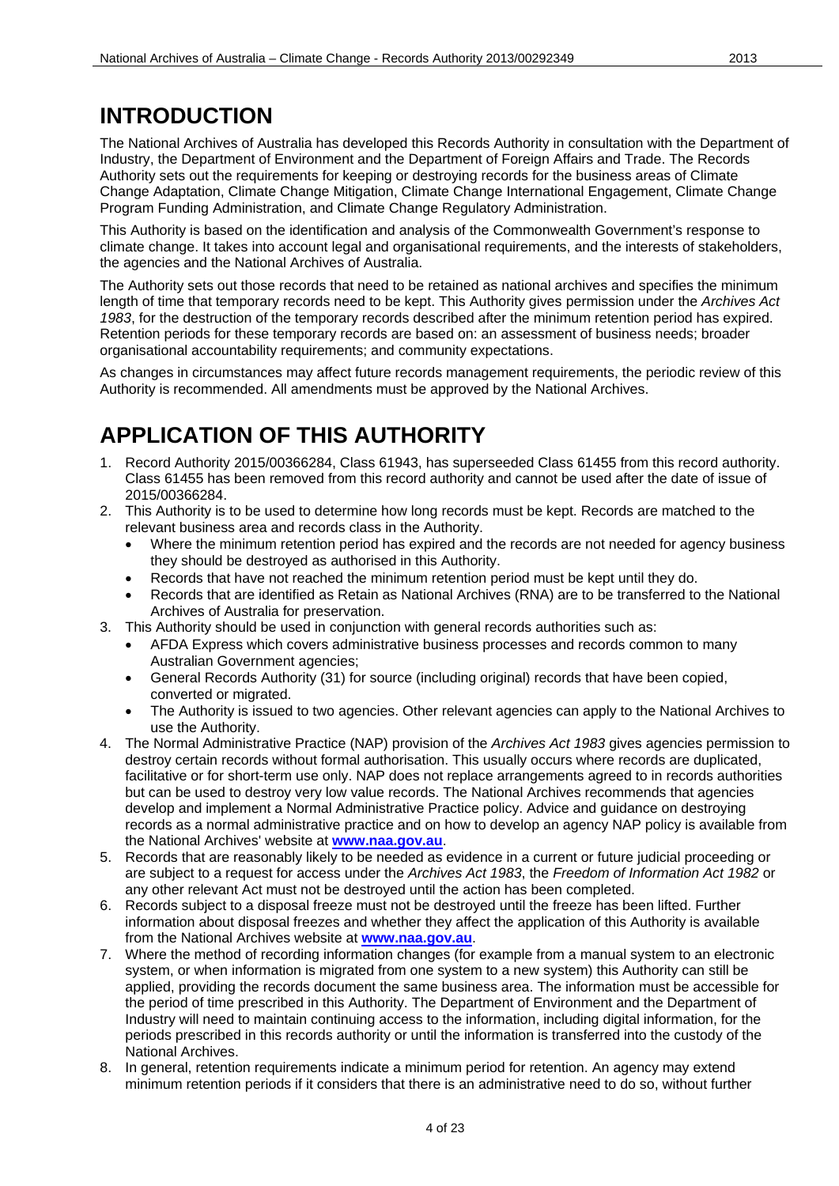# INTRODUCTION

The National Archives of Australia has developed this Records Authority in consultation with the Department of Industry, the Department of Environment and the Department of Foreign Affairs and Trade. The Records Authority sets out the requirements for keeping or destroying records for the business areas of Climate Change Adaptation, Climate Change Mitigation, Climate Change International Engagement, Climate Change Program Funding Administration, and Climate Change Regulatory Administration.

This Authority is based on the identification and analysis of the Commonwealth Government's response to climate change. It takes into account legal and organisational requirements, and the interests of stakeholders, the agencies and the National Archives of Australia.

The Authority sets out those records that need to be retained as national archives and specifies the minimum length of time that temporary records need to be kept. This Authority gives permission under the *Archives Act 1983*, for the destruction of the temporary records described after the minimum retention period has expired. Retention periods for these temporary records are based on: an assessment of business needs; broader organisational accountability requirements; and community expectations.

As changes in circumstances may affect future records management requirements, the periodic review of this Authority is recommended. All amendments must be approved by the National Archives.

# APPLICATION OF THIS AUTHORITY

1. Record Authority 2015/00366284, Class 61943, has superseeded Class 61455 from this record authority. Class 61455 has been removed from this record authority and cannot be used after the date of issue of 2015/00366284.
2. This Authority is to be used to determine how long records must be kept. Records are matched to the relevant business area and records class in the Authority.
   - Where the minimum retention period has expired and the records are not needed for agency business they should be destroyed as authorised in this Authority.
   - Records that have not reached the minimum retention period must be kept until they do.
   - Records that are identified as Retain as National Archives (RNA) are to be transferred to the National Archives of Australia for preservation.
3. This Authority should be used in conjunction with general records authorities such as:
   - AFDA Express which covers administrative business processes and records common to many Australian Government agencies;
   - General Records Authority (31) for source (including original) records that have been copied, converted or migrated.
   - The Authority is issued to two agencies. Other relevant agencies can apply to the National Archives to use the Authority.
4. The Normal Administrative Practice (NAP) provision of the *Archives Act 1983* gives agencies permission to destroy certain records without formal authorisation. This usually occurs where records are duplicated, facilitative or for short-term use only. NAP does not replace arrangements agreed to in records authorities but can be used to destroy very low value records. The National Archives recommends that agencies develop and implement a Normal Administrative Practice policy. Advice and guidance on destroying records as a normal administrative practice and on how to develop an agency NAP policy is available from the National Archives' website at **www.naa.gov.au**.
5. Records that are reasonably likely to be needed as evidence in a current or future judicial proceeding or are subject to a request for access under the *Archives Act 1983*, the *Freedom of Information Act 1982* or any other relevant Act must not be destroyed until the action has been completed.
6. Records subject to a disposal freeze must not be destroyed until the freeze has been lifted. Further information about disposal freezes and whether they affect the application of this Authority is available from the National Archives website at **www.naa.gov.au**.
7. Where the method of recording information changes (for example from a manual system to an electronic system, or when information is migrated from one system to a new system) this Authority can still be applied, providing the records document the same business area. The information must be accessible for the period of time prescribed in this Authority. The Department of Environment and the Department of Industry will need to maintain continuing access to the information, including digital information, for the periods prescribed in this records authority or until the information is transferred into the custody of the National Archives.
8. In general, retention requirements indicate a minimum period for retention. An agency may extend minimum retention periods if it considers that there is an administrative need to do so, without further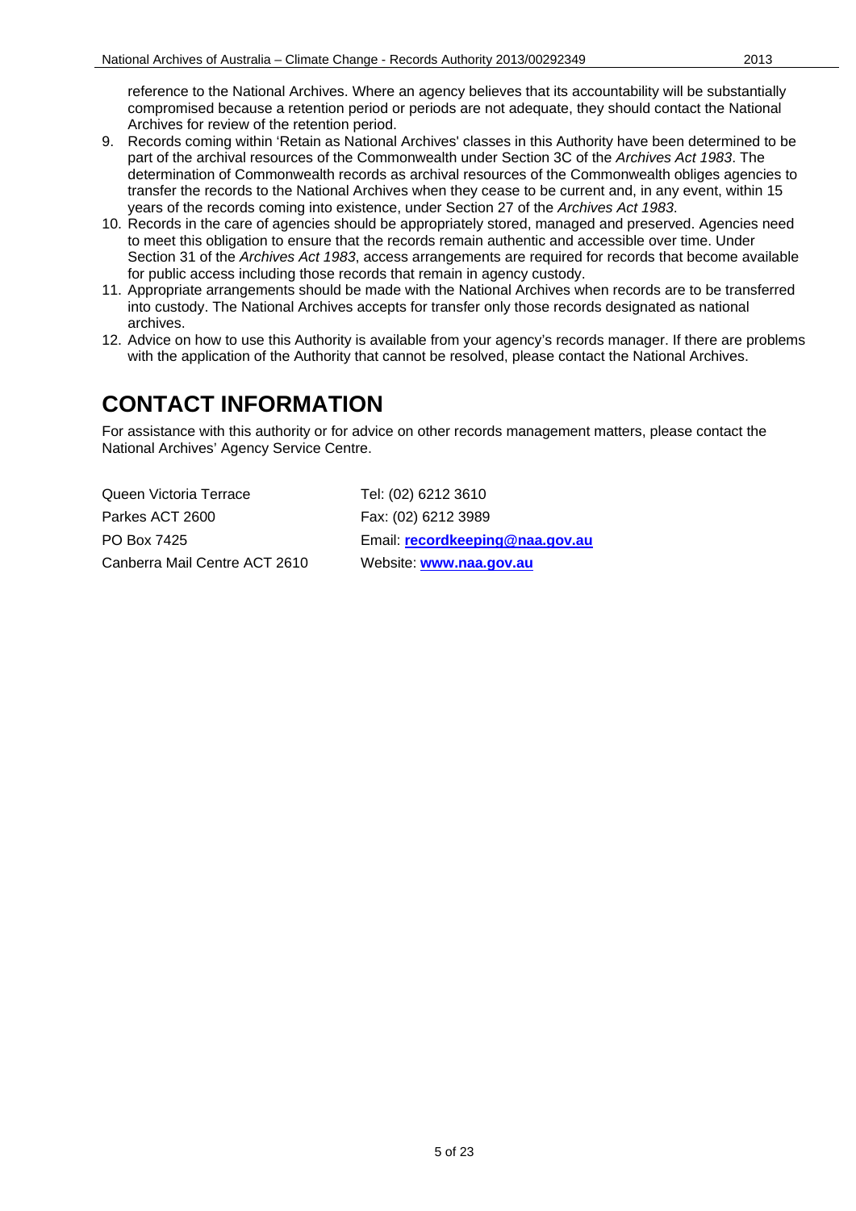reference to the National Archives. Where an agency believes that its accountability will be substantially compromised because a retention period or periods are not adequate, they should contact the National Archives for review of the retention period.

9. Records coming within 'Retain as National Archives' classes in this Authority have been determined to be part of the archival resources of the Commonwealth under Section 3C of the *Archives Act 1983*. The determination of Commonwealth records as archival resources of the Commonwealth obliges agencies to transfer the records to the National Archives when they cease to be current and, in any event, within 15 years of the records coming into existence, under Section 27 of the *Archives Act 1983*.
10. Records in the care of agencies should be appropriately stored, managed and preserved. Agencies need to meet this obligation to ensure that the records remain authentic and accessible over time. Under Section 31 of the *Archives Act 1983*, access arrangements are required for records that become available for public access including those records that remain in agency custody.
11. Appropriate arrangements should be made with the National Archives when records are to be transferred into custody. The National Archives accepts for transfer only those records designated as national archives.
12. Advice on how to use this Authority is available from your agency's records manager. If there are problems with the application of the Authority that cannot be resolved, please contact the National Archives.

# CONTACT INFORMATION

For assistance with this authority or for advice on other records management matters, please contact the National Archives' Agency Service Centre.

Queen Victoria Terrace
Parkes ACT 2600
PO Box 7425
Canberra Mail Centre ACT 2610

Tel: (02) 6212 3610
Fax: (02) 6212 3989
Email: **recordkeeping@naa.gov.au**
Website: **www.naa.gov.au**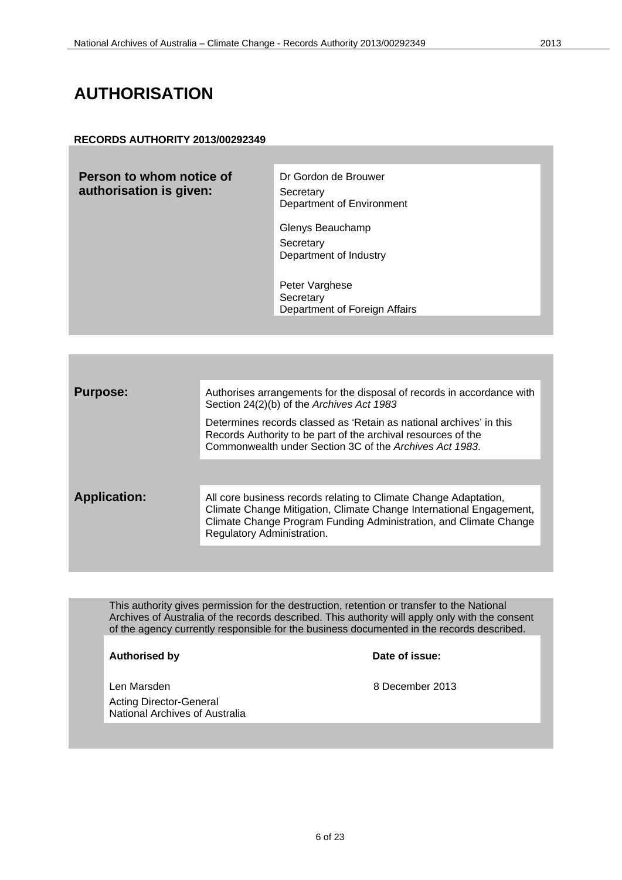# AUTHORISATION

**RECORDS AUTHORITY 2013/00292349**

| **Person to whom notice of authorisation is given:** | Dr Gordon de Brouwer<br>Secretary<br>Department of Environment<br><br>Glenys Beauchamp<br>Secretary<br>Department of Industry<br><br>Peter Varghese<br>Secretary<br>Department of Foreign Affairs |
|---|---|

| **Purpose:** | Authorises arrangements for the disposal of records in accordance with Section 24(2)(b) of the *Archives Act 1983*<br><br>Determines records classed as 'Retain as national archives' in this Records Authority to be part of the archival resources of the Commonwealth under Section 3C of the *Archives Act 1983*. |
|---|---|
| **Application:** | All core business records relating to Climate Change Adaptation, Climate Change Mitigation, Climate Change International Engagement, Climate Change Program Funding Administration, and Climate Change Regulatory Administration. |

This authority gives permission for the destruction, retention or transfer to the National Archives of Australia of the records described. This authority will apply only with the consent of the agency currently responsible for the business documented in the records described.

| **Authorised by** | **Date of issue:** |
|---|---|
| Len Marsden<br>Acting Director-General<br>National Archives of Australia | 8 December 2013 |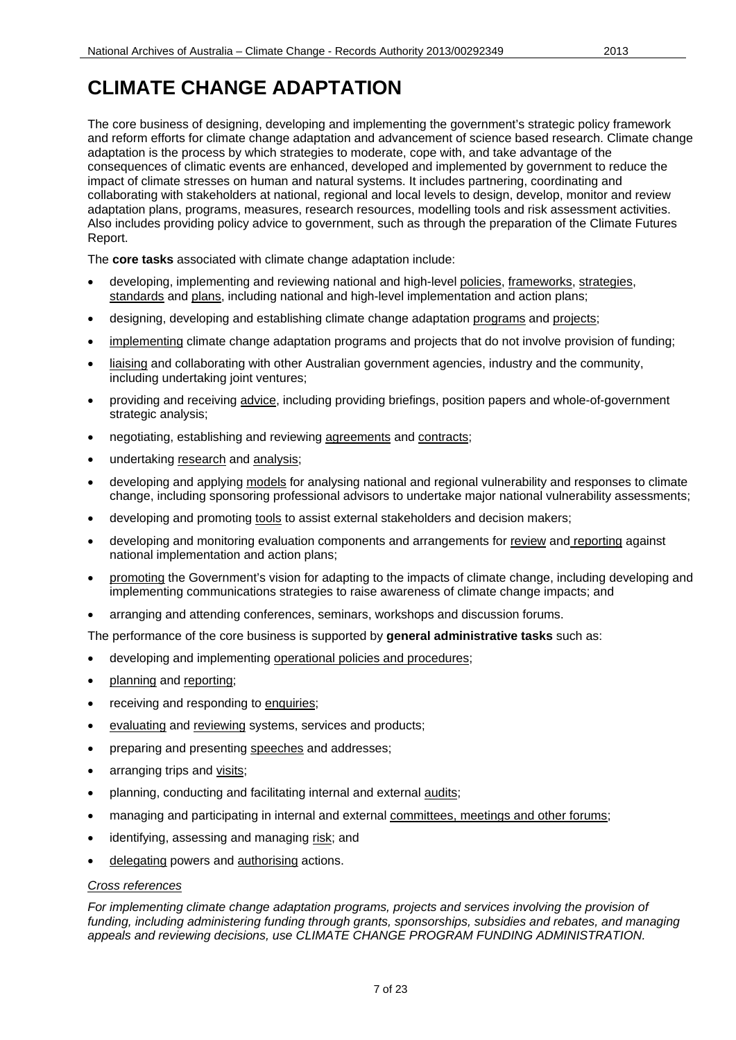# CLIMATE CHANGE ADAPTATION

The core business of designing, developing and implementing the government's strategic policy framework and reform efforts for climate change adaptation and advancement of science based research. Climate change adaptation is the process by which strategies to moderate, cope with, and take advantage of the consequences of climatic events are enhanced, developed and implemented by government to reduce the impact of climate stresses on human and natural systems. It includes partnering, coordinating and collaborating with stakeholders at national, regional and local levels to design, develop, monitor and review adaptation plans, programs, measures, research resources, modelling tools and risk assessment activities. Also includes providing policy advice to government, such as through the preparation of the Climate Futures Report.

The **core tasks** associated with climate change adaptation include:

- developing, implementing and reviewing national and high-level policies, frameworks, strategies, standards and plans, including national and high-level implementation and action plans;
- designing, developing and establishing climate change adaptation programs and projects;
- implementing climate change adaptation programs and projects that do not involve provision of funding;
- liaising and collaborating with other Australian government agencies, industry and the community, including undertaking joint ventures;
- providing and receiving advice, including providing briefings, position papers and whole-of-government strategic analysis;
- negotiating, establishing and reviewing agreements and contracts;
- undertaking research and analysis;
- developing and applying models for analysing national and regional vulnerability and responses to climate change, including sponsoring professional advisors to undertake major national vulnerability assessments;
- developing and promoting tools to assist external stakeholders and decision makers;
- developing and monitoring evaluation components and arrangements for review and reporting against national implementation and action plans;
- promoting the Government's vision for adapting to the impacts of climate change, including developing and implementing communications strategies to raise awareness of climate change impacts; and
- arranging and attending conferences, seminars, workshops and discussion forums.

The performance of the core business is supported by **general administrative tasks** such as:

- developing and implementing operational policies and procedures;
- planning and reporting;
- receiving and responding to enquiries;
- evaluating and reviewing systems, services and products;
- preparing and presenting speeches and addresses;
- arranging trips and visits;
- planning, conducting and facilitating internal and external audits;
- managing and participating in internal and external committees, meetings and other forums;
- identifying, assessing and managing risk; and
- delegating powers and authorising actions.

*Cross references*

*For implementing climate change adaptation programs, projects and services involving the provision of funding, including administering funding through grants, sponsorships, subsidies and rebates, and managing appeals and reviewing decisions, use CLIMATE CHANGE PROGRAM FUNDING ADMINISTRATION.*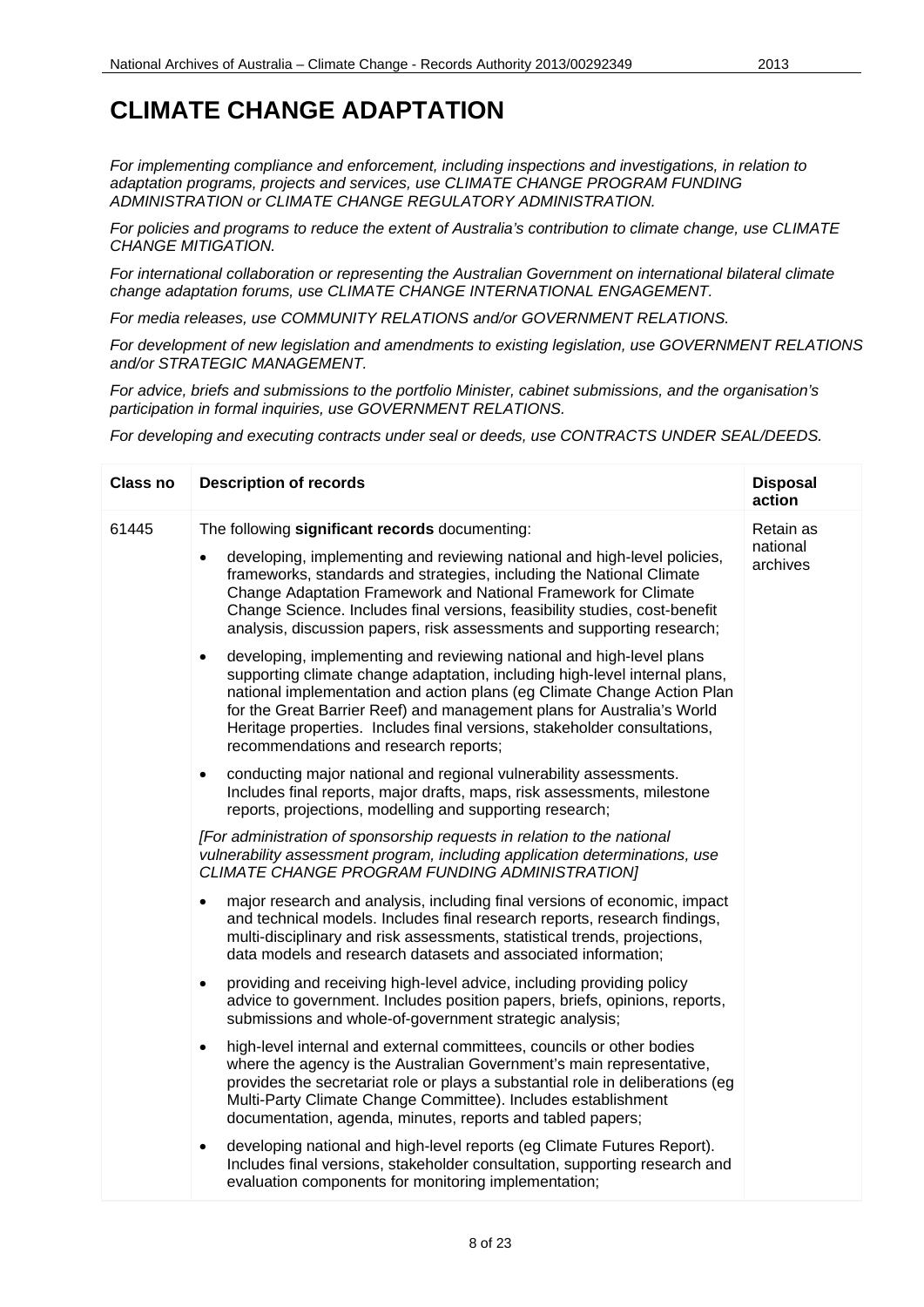# CLIMATE CHANGE ADAPTATION

*For implementing compliance and enforcement, including inspections and investigations, in relation to adaptation programs, projects and services, use CLIMATE CHANGE PROGRAM FUNDING ADMINISTRATION or CLIMATE CHANGE REGULATORY ADMINISTRATION.*

*For policies and programs to reduce the extent of Australia's contribution to climate change, use CLIMATE CHANGE MITIGATION.*

*For international collaboration or representing the Australian Government on international bilateral climate change adaptation forums, use CLIMATE CHANGE INTERNATIONAL ENGAGEMENT.*

*For media releases, use COMMUNITY RELATIONS and/or GOVERNMENT RELATIONS.*

*For development of new legislation and amendments to existing legislation, use GOVERNMENT RELATIONS and/or STRATEGIC MANAGEMENT.*

*For advice, briefs and submissions to the portfolio Minister, cabinet submissions, and the organisation's participation in formal inquiries, use GOVERNMENT RELATIONS.*

*For developing and executing contracts under seal or deeds, use CONTRACTS UNDER SEAL/DEEDS.*

| Class no | Description of records | Disposal action |
|---|---|---|
| 61445 | The following **significant records** documenting:<br>• developing, implementing and reviewing national and high-level policies, frameworks, standards and strategies, including the National Climate Change Adaptation Framework and National Framework for Climate Change Science. Includes final versions, feasibility studies, cost-benefit analysis, discussion papers, risk assessments and supporting research;<br>• developing, implementing and reviewing national and high-level plans supporting climate change adaptation, including high-level internal plans, national implementation and action plans (eg Climate Change Action Plan for the Great Barrier Reef) and management plans for Australia's World Heritage properties. Includes final versions, stakeholder consultations, recommendations and research reports;<br>• conducting major national and regional vulnerability assessments. Includes final reports, major drafts, maps, risk assessments, milestone reports, projections, modelling and supporting research;<br>*[For administration of sponsorship requests in relation to the national vulnerability assessment program, including application determinations, use CLIMATE CHANGE PROGRAM FUNDING ADMINISTRATION]*<br>• major research and analysis, including final versions of economic, impact and technical models. Includes final research reports, research findings, multi-disciplinary and risk assessments, statistical trends, projections, data models and research datasets and associated information;<br>• providing and receiving high-level advice, including providing policy advice to government. Includes position papers, briefs, opinions, reports, submissions and whole-of-government strategic analysis;<br>• high-level internal and external committees, councils or other bodies where the agency is the Australian Government's main representative, provides the secretariat role or plays a substantial role in deliberations (eg Multi-Party Climate Change Committee). Includes establishment documentation, agenda, minutes, reports and tabled papers;<br>• developing national and high-level reports (eg Climate Futures Report). Includes final versions, stakeholder consultation, supporting research and evaluation components for monitoring implementation; | Retain as national archives |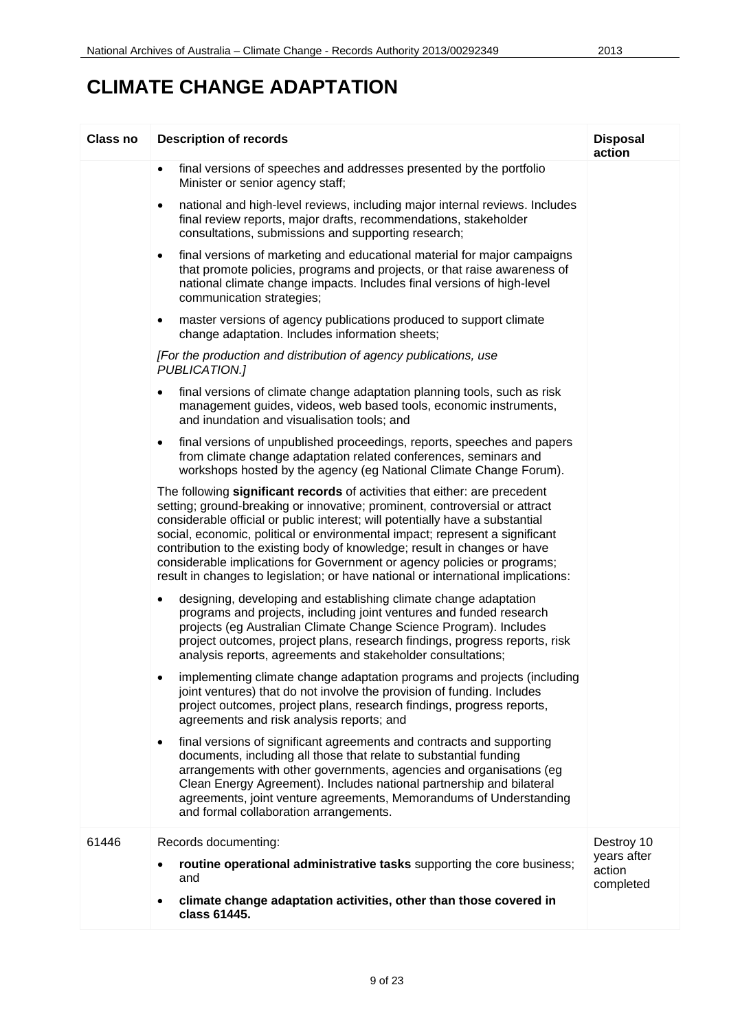# CLIMATE CHANGE ADAPTATION

| Class no | Description of records | Disposal action |
|---|---|---|
| | • final versions of speeches and addresses presented by the portfolio Minister or senior agency staff;<br><br>• national and high-level reviews, including major internal reviews. Includes final review reports, major drafts, recommendations, stakeholder consultations, submissions and supporting research;<br><br>• final versions of marketing and educational material for major campaigns that promote policies, programs and projects, or that raise awareness of national climate change impacts. Includes final versions of high-level communication strategies;<br><br>• master versions of agency publications produced to support climate change adaptation. Includes information sheets;<br><br>*[For the production and distribution of agency publications, use PUBLICATION.]*<br><br>• final versions of climate change adaptation planning tools, such as risk management guides, videos, web based tools, economic instruments, and inundation and visualisation tools; and<br><br>• final versions of unpublished proceedings, reports, speeches and papers from climate change adaptation related conferences, seminars and workshops hosted by the agency (eg National Climate Change Forum).<br><br>The following **significant records** of activities that either: are precedent setting; ground-breaking or innovative; prominent, controversial or attract considerable official or public interest; will potentially have a substantial social, economic, political or environmental impact; represent a significant contribution to the existing body of knowledge; result in changes or have considerable implications for Government or agency policies or programs; result in changes to legislation; or have national or international implications:<br><br>• designing, developing and establishing climate change adaptation programs and projects, including joint ventures and funded research projects (eg Australian Climate Change Science Program). Includes project outcomes, project plans, research findings, progress reports, risk analysis reports, agreements and stakeholder consultations;<br><br>• implementing climate change adaptation programs and projects (including joint ventures) that do not involve the provision of funding. Includes project outcomes, project plans, research findings, progress reports, agreements and risk analysis reports; and<br><br>• final versions of significant agreements and contracts and supporting documents, including all those that relate to substantial funding arrangements with other governments, agencies and organisations (eg Clean Energy Agreement). Includes national partnership and bilateral agreements, joint venture agreements, Memorandums of Understanding and formal collaboration arrangements. | |
| 61446 | Records documenting:<br><br>• **routine operational administrative tasks** supporting the core business; and<br><br>• **climate change adaptation activities, other than those covered in class 61445.** | Destroy 10 years after action completed |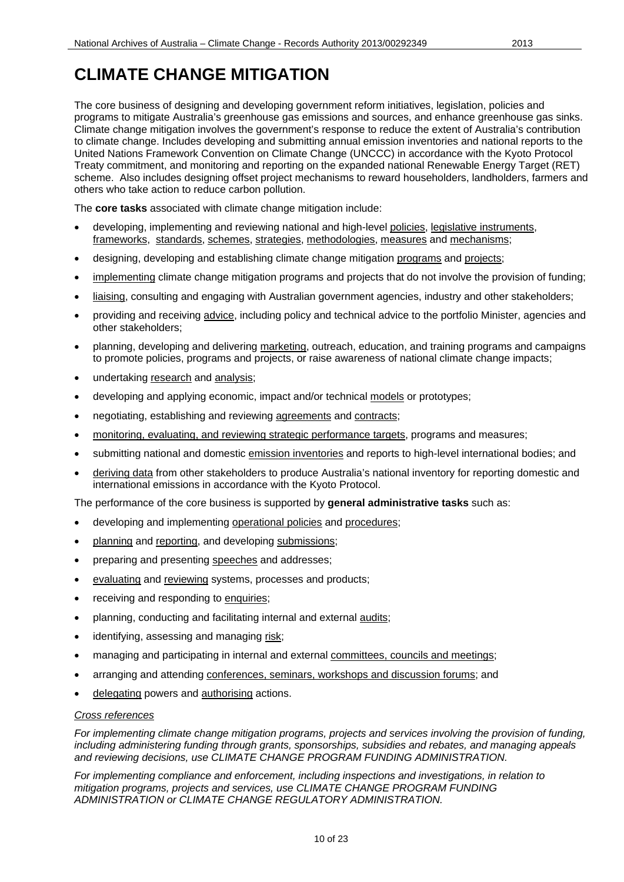# CLIMATE CHANGE MITIGATION

The core business of designing and developing government reform initiatives, legislation, policies and programs to mitigate Australia's greenhouse gas emissions and sources, and enhance greenhouse gas sinks. Climate change mitigation involves the government's response to reduce the extent of Australia's contribution to climate change. Includes developing and submitting annual emission inventories and national reports to the United Nations Framework Convention on Climate Change (UNCCC) in accordance with the Kyoto Protocol Treaty commitment, and monitoring and reporting on the expanded national Renewable Energy Target (RET) scheme. Also includes designing offset project mechanisms to reward householders, landholders, farmers and others who take action to reduce carbon pollution.

The **core tasks** associated with climate change mitigation include:

- developing, implementing and reviewing national and high-level policies, legislative instruments, frameworks, standards, schemes, strategies, methodologies, measures and mechanisms;
- designing, developing and establishing climate change mitigation programs and projects;
- implementing climate change mitigation programs and projects that do not involve the provision of funding;
- liaising, consulting and engaging with Australian government agencies, industry and other stakeholders;
- providing and receiving advice, including policy and technical advice to the portfolio Minister, agencies and other stakeholders;
- planning, developing and delivering marketing, outreach, education, and training programs and campaigns to promote policies, programs and projects, or raise awareness of national climate change impacts;
- undertaking research and analysis;
- developing and applying economic, impact and/or technical models or prototypes;
- negotiating, establishing and reviewing agreements and contracts;
- monitoring, evaluating, and reviewing strategic performance targets, programs and measures;
- submitting national and domestic emission inventories and reports to high-level international bodies; and
- deriving data from other stakeholders to produce Australia's national inventory for reporting domestic and international emissions in accordance with the Kyoto Protocol.

The performance of the core business is supported by **general administrative tasks** such as:

- developing and implementing operational policies and procedures;
- planning and reporting, and developing submissions;
- preparing and presenting speeches and addresses;
- evaluating and reviewing systems, processes and products;
- receiving and responding to enquiries;
- planning, conducting and facilitating internal and external audits;
- identifying, assessing and managing risk;
- managing and participating in internal and external committees, councils and meetings;
- arranging and attending conferences, seminars, workshops and discussion forums; and
- delegating powers and authorising actions.

*Cross references*

*For implementing climate change mitigation programs, projects and services involving the provision of funding, including administering funding through grants, sponsorships, subsidies and rebates, and managing appeals and reviewing decisions, use CLIMATE CHANGE PROGRAM FUNDING ADMINISTRATION.*

*For implementing compliance and enforcement, including inspections and investigations, in relation to mitigation programs, projects and services, use CLIMATE CHANGE PROGRAM FUNDING ADMINISTRATION or CLIMATE CHANGE REGULATORY ADMINISTRATION.*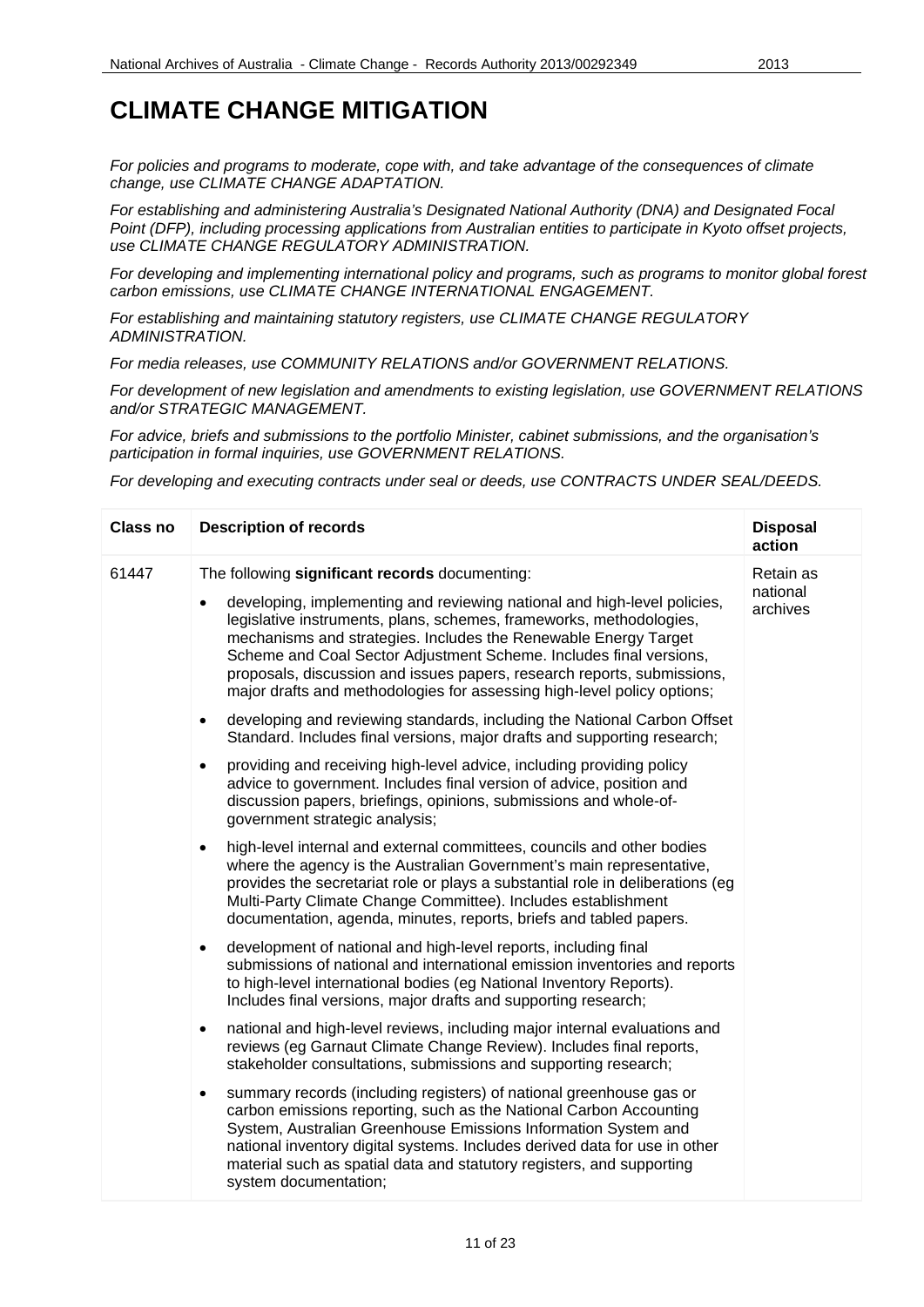# CLIMATE CHANGE MITIGATION

*For policies and programs to moderate, cope with, and take advantage of the consequences of climate change, use CLIMATE CHANGE ADAPTATION.*

*For establishing and administering Australia's Designated National Authority (DNA) and Designated Focal Point (DFP), including processing applications from Australian entities to participate in Kyoto offset projects, use CLIMATE CHANGE REGULATORY ADMINISTRATION.*

*For developing and implementing international policy and programs, such as programs to monitor global forest carbon emissions, use CLIMATE CHANGE INTERNATIONAL ENGAGEMENT.*

*For establishing and maintaining statutory registers, use CLIMATE CHANGE REGULATORY ADMINISTRATION.*

*For media releases, use COMMUNITY RELATIONS and/or GOVERNMENT RELATIONS.*

*For development of new legislation and amendments to existing legislation, use GOVERNMENT RELATIONS and/or STRATEGIC MANAGEMENT.*

*For advice, briefs and submissions to the portfolio Minister, cabinet submissions, and the organisation's participation in formal inquiries, use GOVERNMENT RELATIONS.*

*For developing and executing contracts under seal or deeds, use CONTRACTS UNDER SEAL/DEEDS.*

| Class no | Description of records | Disposal action |
|---|---|---|
| 61447 | The following **significant records** documenting:<br>• developing, implementing and reviewing national and high-level policies, legislative instruments, plans, schemes, frameworks, methodologies, mechanisms and strategies. Includes the Renewable Energy Target Scheme and Coal Sector Adjustment Scheme. Includes final versions, proposals, discussion and issues papers, research reports, submissions, major drafts and methodologies for assessing high-level policy options;<br>• developing and reviewing standards, including the National Carbon Offset Standard. Includes final versions, major drafts and supporting research;<br>• providing and receiving high-level advice, including providing policy advice to government. Includes final version of advice, position and discussion papers, briefings, opinions, submissions and whole-of-government strategic analysis;<br>• high-level internal and external committees, councils and other bodies where the agency is the Australian Government's main representative, provides the secretariat role or plays a substantial role in deliberations (eg Multi-Party Climate Change Committee). Includes establishment documentation, agenda, minutes, reports, briefs and tabled papers.<br>• development of national and high-level reports, including final submissions of national and international emission inventories and reports to high-level international bodies (eg National Inventory Reports). Includes final versions, major drafts and supporting research;<br>• national and high-level reviews, including major internal evaluations and reviews (eg Garnaut Climate Change Review). Includes final reports, stakeholder consultations, submissions and supporting research;<br>• summary records (including registers) of national greenhouse gas or carbon emissions reporting, such as the National Carbon Accounting System, Australian Greenhouse Emissions Information System and national inventory digital systems. Includes derived data for use in other material such as spatial data and statutory registers, and supporting system documentation; | Retain as national archives |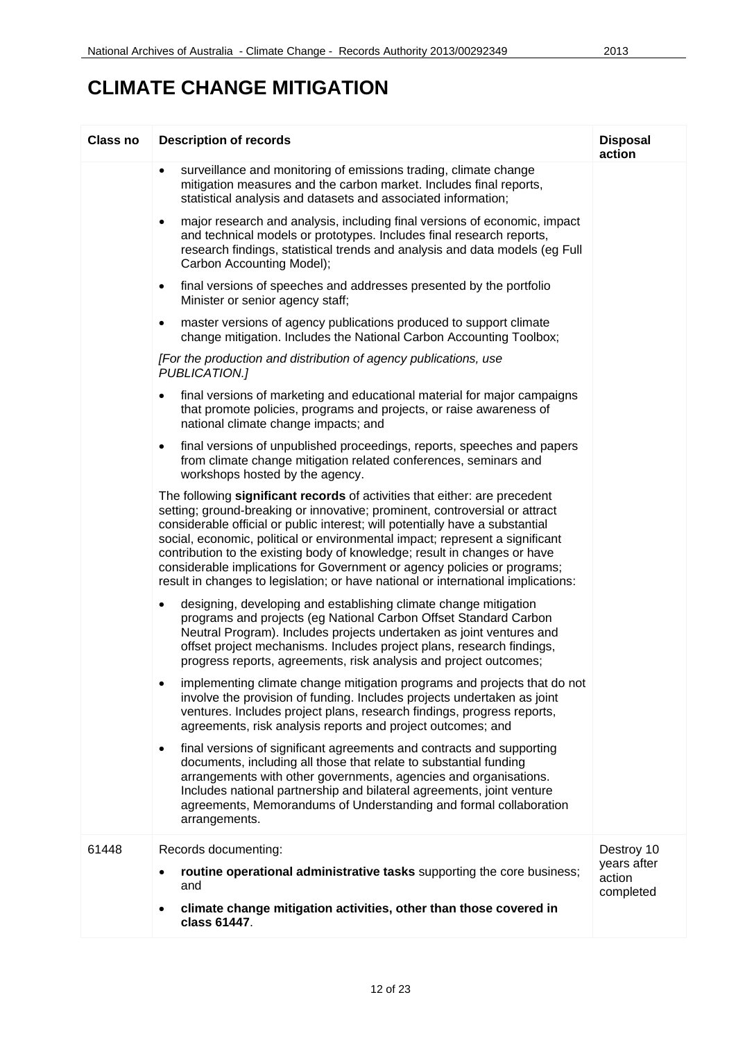# CLIMATE CHANGE MITIGATION

| Class no | Description of records | Disposal action |
|---|---|---|
| | • surveillance and monitoring of emissions trading, climate change mitigation measures and the carbon market. Includes final reports, statistical analysis and datasets and associated information;<br><br>• major research and analysis, including final versions of economic, impact and technical models or prototypes. Includes final research reports, research findings, statistical trends and analysis and data models (eg Full Carbon Accounting Model);<br><br>• final versions of speeches and addresses presented by the portfolio Minister or senior agency staff;<br><br>• master versions of agency publications produced to support climate change mitigation. Includes the National Carbon Accounting Toolbox;<br><br>*[For the production and distribution of agency publications, use PUBLICATION.]*<br><br>• final versions of marketing and educational material for major campaigns that promote policies, programs and projects, or raise awareness of national climate change impacts; and<br><br>• final versions of unpublished proceedings, reports, speeches and papers from climate change mitigation related conferences, seminars and workshops hosted by the agency.<br><br>The following **significant records** of activities that either: are precedent setting; ground-breaking or innovative; prominent, controversial or attract considerable official or public interest; will potentially have a substantial social, economic, political or environmental impact; represent a significant contribution to the existing body of knowledge; result in changes or have considerable implications for Government or agency policies or programs; result in changes to legislation; or have national or international implications:<br><br>• designing, developing and establishing climate change mitigation programs and projects (eg National Carbon Offset Standard Carbon Neutral Program). Includes projects undertaken as joint ventures and offset project mechanisms. Includes project plans, research findings, progress reports, agreements, risk analysis and project outcomes;<br><br>• implementing climate change mitigation programs and projects that do not involve the provision of funding. Includes projects undertaken as joint ventures. Includes project plans, research findings, progress reports, agreements, risk analysis reports and project outcomes; and<br><br>• final versions of significant agreements and contracts and supporting documents, including all those that relate to substantial funding arrangements with other governments, agencies and organisations. Includes national partnership and bilateral agreements, joint venture agreements, Memorandums of Understanding and formal collaboration arrangements. | |
| 61448 | Records documenting:<br><br>• **routine operational administrative tasks** supporting the core business; and<br><br>• **climate change mitigation activities, other than those covered in class 61447**. | Destroy 10 years after action completed |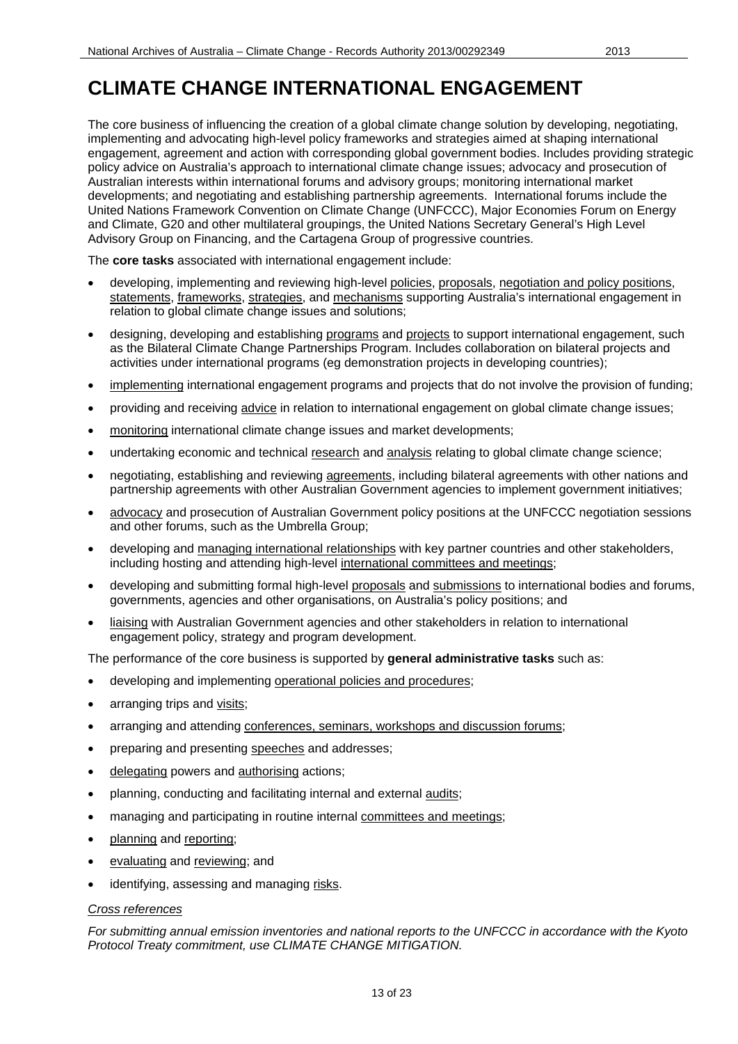# CLIMATE CHANGE INTERNATIONAL ENGAGEMENT

The core business of influencing the creation of a global climate change solution by developing, negotiating, implementing and advocating high-level policy frameworks and strategies aimed at shaping international engagement, agreement and action with corresponding global government bodies. Includes providing strategic policy advice on Australia's approach to international climate change issues; advocacy and prosecution of Australian interests within international forums and advisory groups; monitoring international market developments; and negotiating and establishing partnership agreements. International forums include the United Nations Framework Convention on Climate Change (UNFCCC), Major Economies Forum on Energy and Climate, G20 and other multilateral groupings, the United Nations Secretary General's High Level Advisory Group on Financing, and the Cartagena Group of progressive countries.

The **core tasks** associated with international engagement include:

- developing, implementing and reviewing high-level policies, proposals, negotiation and policy positions, statements, frameworks, strategies, and mechanisms supporting Australia's international engagement in relation to global climate change issues and solutions;
- designing, developing and establishing programs and projects to support international engagement, such as the Bilateral Climate Change Partnerships Program. Includes collaboration on bilateral projects and activities under international programs (eg demonstration projects in developing countries);
- implementing international engagement programs and projects that do not involve the provision of funding;
- providing and receiving advice in relation to international engagement on global climate change issues;
- monitoring international climate change issues and market developments;
- undertaking economic and technical research and analysis relating to global climate change science;
- negotiating, establishing and reviewing agreements, including bilateral agreements with other nations and partnership agreements with other Australian Government agencies to implement government initiatives;
- advocacy and prosecution of Australian Government policy positions at the UNFCCC negotiation sessions and other forums, such as the Umbrella Group;
- developing and managing international relationships with key partner countries and other stakeholders, including hosting and attending high-level international committees and meetings;
- developing and submitting formal high-level proposals and submissions to international bodies and forums, governments, agencies and other organisations, on Australia's policy positions; and
- liaising with Australian Government agencies and other stakeholders in relation to international engagement policy, strategy and program development.

The performance of the core business is supported by **general administrative tasks** such as:

- developing and implementing operational policies and procedures;
- arranging trips and visits;
- arranging and attending conferences, seminars, workshops and discussion forums;
- preparing and presenting speeches and addresses;
- delegating powers and authorising actions;
- planning, conducting and facilitating internal and external audits;
- managing and participating in routine internal committees and meetings;
- planning and reporting;
- evaluating and reviewing; and
- identifying, assessing and managing risks.

*Cross references*

*For submitting annual emission inventories and national reports to the UNFCCC in accordance with the Kyoto Protocol Treaty commitment, use CLIMATE CHANGE MITIGATION.*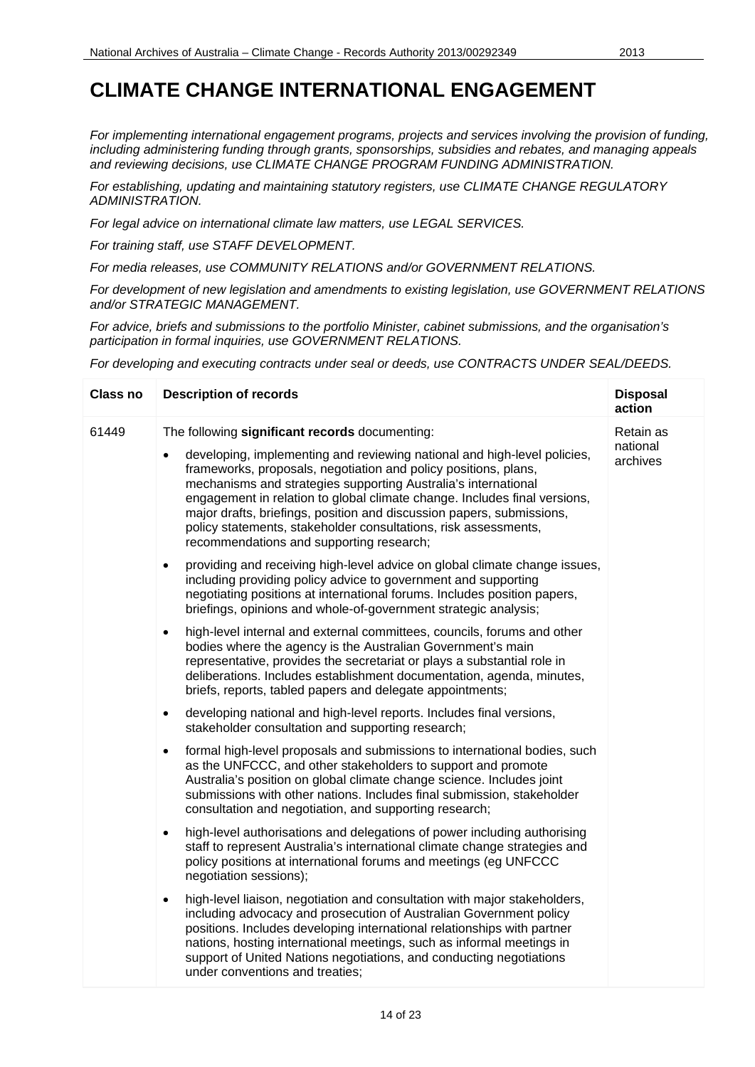# CLIMATE CHANGE INTERNATIONAL ENGAGEMENT

*For implementing international engagement programs, projects and services involving the provision of funding, including administering funding through grants, sponsorships, subsidies and rebates, and managing appeals and reviewing decisions, use CLIMATE CHANGE PROGRAM FUNDING ADMINISTRATION.*

*For establishing, updating and maintaining statutory registers, use CLIMATE CHANGE REGULATORY ADMINISTRATION.*

*For legal advice on international climate law matters, use LEGAL SERVICES.*

*For training staff, use STAFF DEVELOPMENT.*

*For media releases, use COMMUNITY RELATIONS and/or GOVERNMENT RELATIONS.*

*For development of new legislation and amendments to existing legislation, use GOVERNMENT RELATIONS and/or STRATEGIC MANAGEMENT.*

*For advice, briefs and submissions to the portfolio Minister, cabinet submissions, and the organisation's participation in formal inquiries, use GOVERNMENT RELATIONS.*

*For developing and executing contracts under seal or deeds, use CONTRACTS UNDER SEAL/DEEDS.*

| Class no | Description of records | Disposal action |
|---|---|---|
| 61449 | The following **significant records** documenting:<br>• developing, implementing and reviewing national and high-level policies, frameworks, proposals, negotiation and policy positions, plans, mechanisms and strategies supporting Australia's international engagement in relation to global climate change. Includes final versions, major drafts, briefings, position and discussion papers, submissions, policy statements, stakeholder consultations, risk assessments, recommendations and supporting research;<br>• providing and receiving high-level advice on global climate change issues, including providing policy advice to government and supporting negotiating positions at international forums. Includes position papers, briefings, opinions and whole-of-government strategic analysis;<br>• high-level internal and external committees, councils, forums and other bodies where the agency is the Australian Government's main representative, provides the secretariat or plays a substantial role in deliberations. Includes establishment documentation, agenda, minutes, briefs, reports, tabled papers and delegate appointments;<br>• developing national and high-level reports. Includes final versions, stakeholder consultation and supporting research;<br>• formal high-level proposals and submissions to international bodies, such as the UNFCCC, and other stakeholders to support and promote Australia's position on global climate change science. Includes joint submissions with other nations. Includes final submission, stakeholder consultation and negotiation, and supporting research;<br>• high-level authorisations and delegations of power including authorising staff to represent Australia's international climate change strategies and policy positions at international forums and meetings (eg UNFCCC negotiation sessions);<br>• high-level liaison, negotiation and consultation with major stakeholders, including advocacy and prosecution of Australian Government policy positions. Includes developing international relationships with partner nations, hosting international meetings, such as informal meetings in support of United Nations negotiations, and conducting negotiations under conventions and treaties; | Retain as national archives |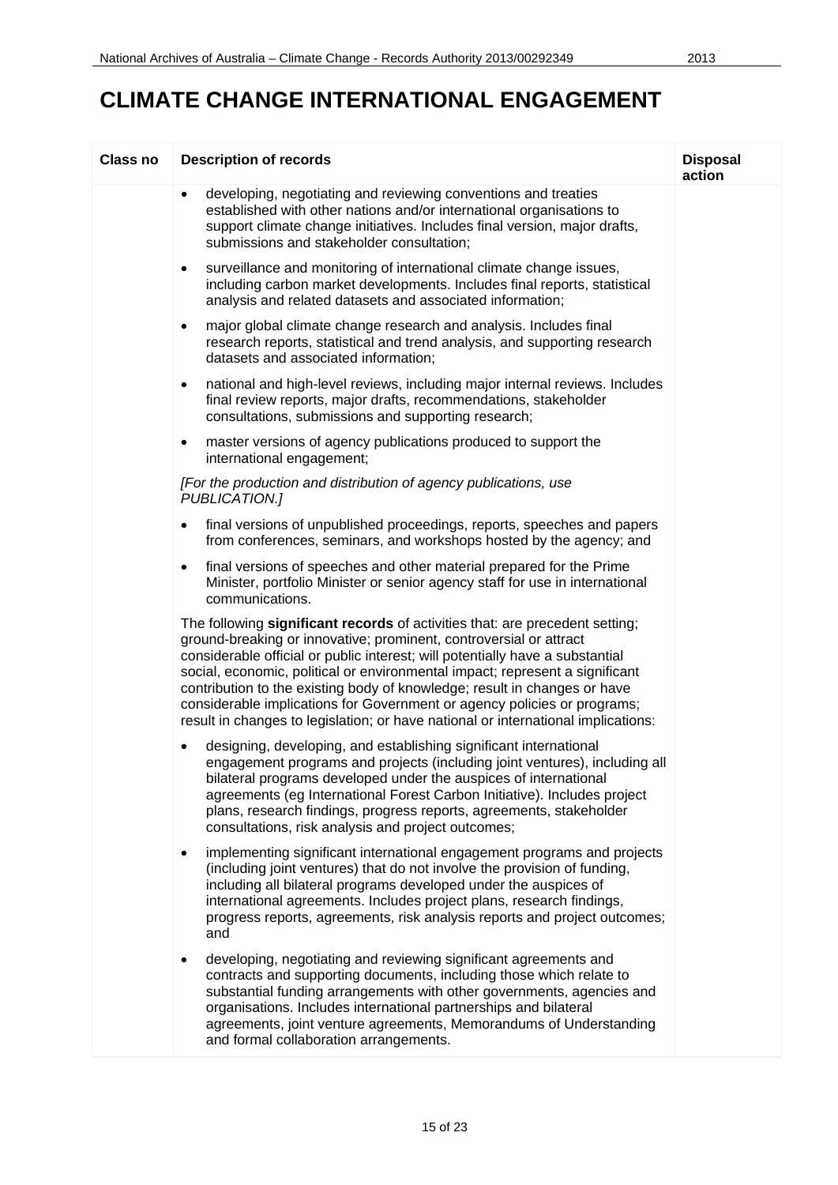# CLIMATE CHANGE INTERNATIONAL ENGAGEMENT

| Class no | Description of records | Disposal action |
|---|---|---|
| | • developing, negotiating and reviewing conventions and treaties established with other nations and/or international organisations to support climate change initiatives. Includes final version, major drafts, submissions and stakeholder consultation;<br><br>• surveillance and monitoring of international climate change issues, including carbon market developments. Includes final reports, statistical analysis and related datasets and associated information;<br><br>• major global climate change research and analysis. Includes final research reports, statistical and trend analysis, and supporting research datasets and associated information;<br><br>• national and high-level reviews, including major internal reviews. Includes final review reports, major drafts, recommendations, stakeholder consultations, submissions and supporting research;<br><br>• master versions of agency publications produced to support the international engagement;<br><br>*[For the production and distribution of agency publications, use PUBLICATION.]*<br><br>• final versions of unpublished proceedings, reports, speeches and papers from conferences, seminars, and workshops hosted by the agency; and<br><br>• final versions of speeches and other material prepared for the Prime Minister, portfolio Minister or senior agency staff for use in international communications.<br><br>The following **significant records** of activities that: are precedent setting; ground-breaking or innovative; prominent, controversial or attract considerable official or public interest; will potentially have a substantial social, economic, political or environmental impact; represent a significant contribution to the existing body of knowledge; result in changes or have considerable implications for Government or agency policies or programs; result in changes to legislation; or have national or international implications:<br><br>• designing, developing, and establishing significant international engagement programs and projects (including joint ventures), including all bilateral programs developed under the auspices of international agreements (eg International Forest Carbon Initiative). Includes project plans, research findings, progress reports, agreements, stakeholder consultations, risk analysis and project outcomes;<br><br>• implementing significant international engagement programs and projects (including joint ventures) that do not involve the provision of funding, including all bilateral programs developed under the auspices of international agreements. Includes project plans, research findings, progress reports, agreements, risk analysis reports and project outcomes; and<br><br>• developing, negotiating and reviewing significant agreements and contracts and supporting documents, including those which relate to substantial funding arrangements with other governments, agencies and organisations. Includes international partnerships and bilateral agreements, joint venture agreements, Memorandums of Understanding and formal collaboration arrangements. | |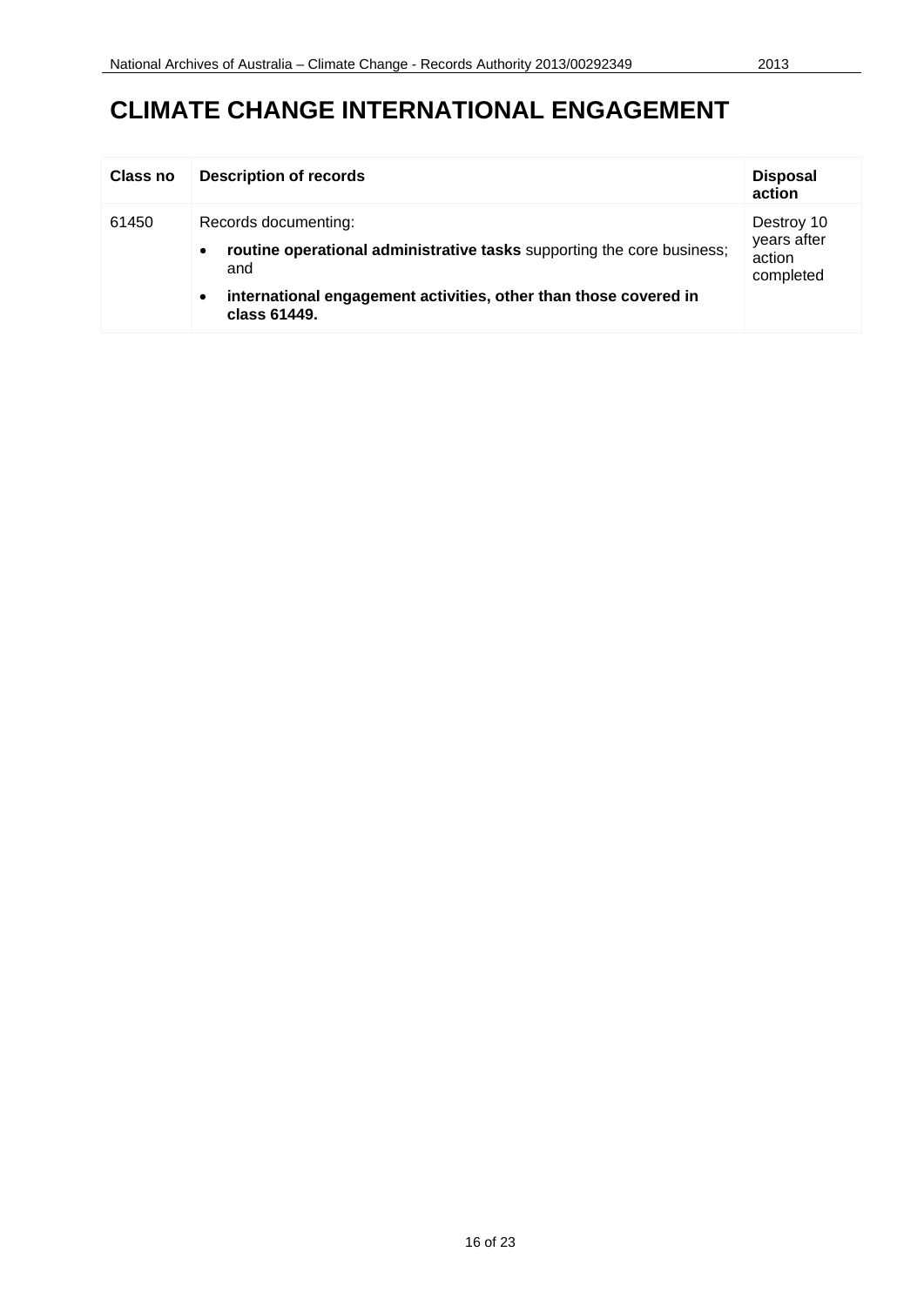# CLIMATE CHANGE INTERNATIONAL ENGAGEMENT

| Class no | Description of records | Disposal action |
| --- | --- | --- |
| 61450 | Records documenting:<br>• **routine operational administrative tasks** supporting the core business; and<br>• **international engagement activities, other than those covered in class 61449.** | Destroy 10 years after action completed |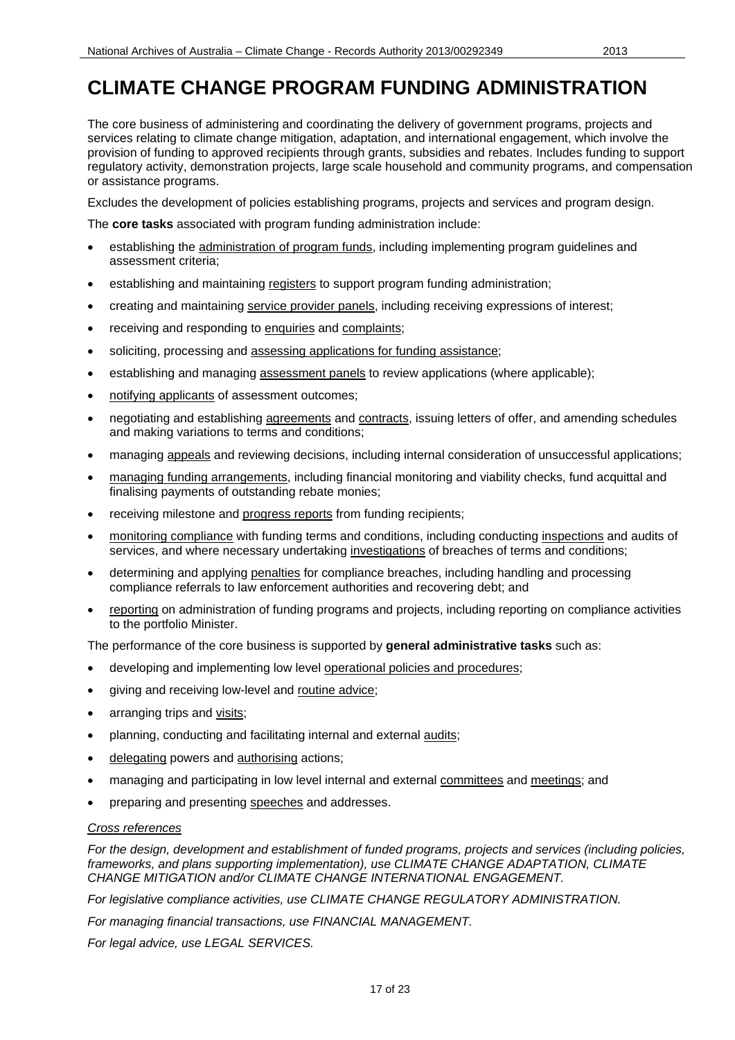# CLIMATE CHANGE PROGRAM FUNDING ADMINISTRATION

The core business of administering and coordinating the delivery of government programs, projects and services relating to climate change mitigation, adaptation, and international engagement, which involve the provision of funding to approved recipients through grants, subsidies and rebates. Includes funding to support regulatory activity, demonstration projects, large scale household and community programs, and compensation or assistance programs.

Excludes the development of policies establishing programs, projects and services and program design.

The **core tasks** associated with program funding administration include:

- establishing the administration of program funds, including implementing program guidelines and assessment criteria;
- establishing and maintaining registers to support program funding administration;
- creating and maintaining service provider panels, including receiving expressions of interest;
- receiving and responding to enquiries and complaints;
- soliciting, processing and assessing applications for funding assistance;
- establishing and managing assessment panels to review applications (where applicable);
- notifying applicants of assessment outcomes;
- negotiating and establishing agreements and contracts, issuing letters of offer, and amending schedules and making variations to terms and conditions;
- managing appeals and reviewing decisions, including internal consideration of unsuccessful applications;
- managing funding arrangements, including financial monitoring and viability checks, fund acquittal and finalising payments of outstanding rebate monies;
- receiving milestone and progress reports from funding recipients;
- monitoring compliance with funding terms and conditions, including conducting inspections and audits of services, and where necessary undertaking investigations of breaches of terms and conditions;
- determining and applying penalties for compliance breaches, including handling and processing compliance referrals to law enforcement authorities and recovering debt; and
- reporting on administration of funding programs and projects, including reporting on compliance activities to the portfolio Minister.

The performance of the core business is supported by **general administrative tasks** such as:

- developing and implementing low level operational policies and procedures;
- giving and receiving low-level and routine advice;
- arranging trips and visits;
- planning, conducting and facilitating internal and external audits;
- delegating powers and authorising actions;
- managing and participating in low level internal and external committees and meetings; and
- preparing and presenting speeches and addresses.

*Cross references*

*For the design, development and establishment of funded programs, projects and services (including policies, frameworks, and plans supporting implementation), use CLIMATE CHANGE ADAPTATION, CLIMATE CHANGE MITIGATION and/or CLIMATE CHANGE INTERNATIONAL ENGAGEMENT.*

*For legislative compliance activities, use CLIMATE CHANGE REGULATORY ADMINISTRATION.*

*For managing financial transactions, use FINANCIAL MANAGEMENT.*

*For legal advice, use LEGAL SERVICES.*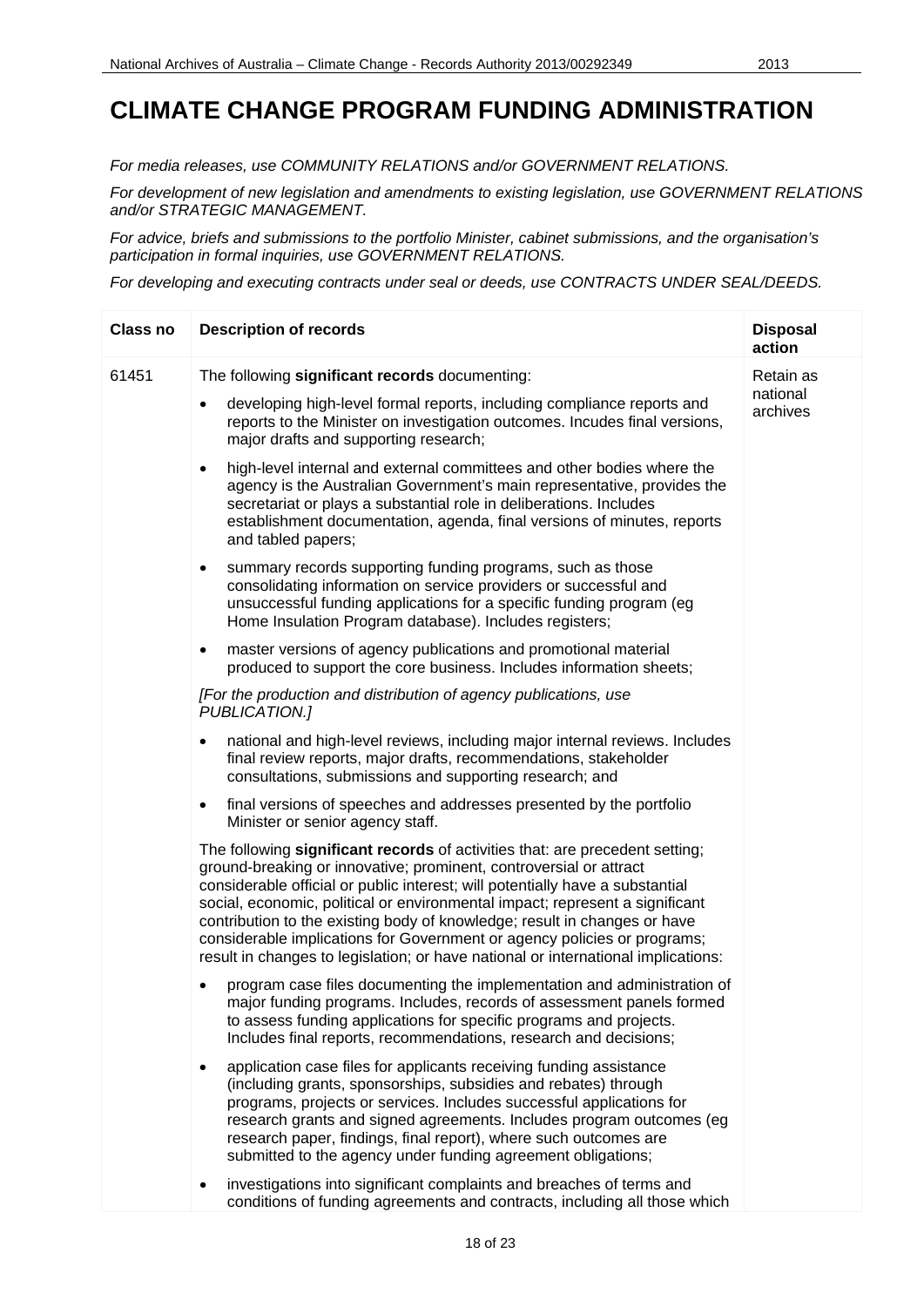# CLIMATE CHANGE PROGRAM FUNDING ADMINISTRATION

*For media releases, use COMMUNITY RELATIONS and/or GOVERNMENT RELATIONS.*

*For development of new legislation and amendments to existing legislation, use GOVERNMENT RELATIONS and/or STRATEGIC MANAGEMENT.*

*For advice, briefs and submissions to the portfolio Minister, cabinet submissions, and the organisation's participation in formal inquiries, use GOVERNMENT RELATIONS.*

*For developing and executing contracts under seal or deeds, use CONTRACTS UNDER SEAL/DEEDS.*

| Class no | Description of records | Disposal action |
|---|---|---|
| 61451 | The following **significant records** documenting:<br>• developing high-level formal reports, including compliance reports and reports to the Minister on investigation outcomes. Incudes final versions, major drafts and supporting research;<br>• high-level internal and external committees and other bodies where the agency is the Australian Government's main representative, provides the secretariat or plays a substantial role in deliberations. Includes establishment documentation, agenda, final versions of minutes, reports and tabled papers;<br>• summary records supporting funding programs, such as those consolidating information on service providers or successful and unsuccessful funding applications for a specific funding program (eg Home Insulation Program database). Includes registers;<br>• master versions of agency publications and promotional material produced to support the core business. Includes information sheets;<br>*[For the production and distribution of agency publications, use PUBLICATION.]*<br>• national and high-level reviews, including major internal reviews. Includes final review reports, major drafts, recommendations, stakeholder consultations, submissions and supporting research; and<br>• final versions of speeches and addresses presented by the portfolio Minister or senior agency staff.<br>The following **significant records** of activities that: are precedent setting; ground-breaking or innovative; prominent, controversial or attract considerable official or public interest; will potentially have a substantial social, economic, political or environmental impact; represent a significant contribution to the existing body of knowledge; result in changes or have considerable implications for Government or agency policies or programs; result in changes to legislation; or have national or international implications:<br>• program case files documenting the implementation and administration of major funding programs. Includes, records of assessment panels formed to assess funding applications for specific programs and projects. Includes final reports, recommendations, research and decisions;<br>• application case files for applicants receiving funding assistance (including grants, sponsorships, subsidies and rebates) through programs, projects or services. Includes successful applications for research grants and signed agreements. Includes program outcomes (eg research paper, findings, final report), where such outcomes are submitted to the agency under funding agreement obligations;<br>• investigations into significant complaints and breaches of terms and conditions of funding agreements and contracts, including all those which | Retain as national archives |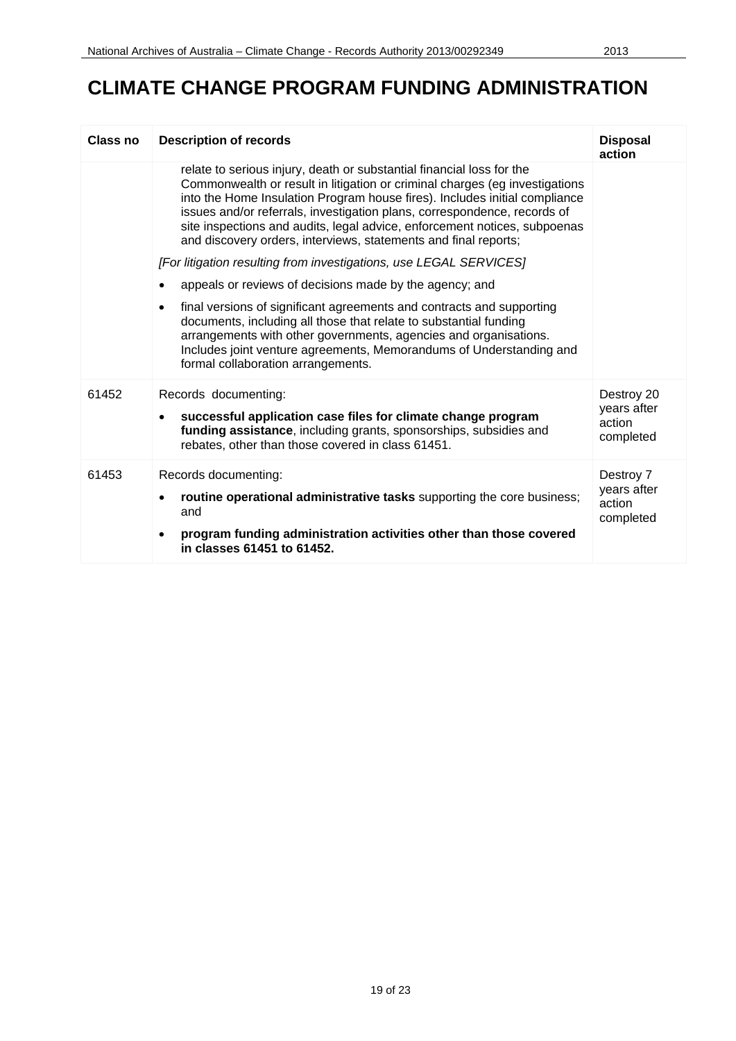# CLIMATE CHANGE PROGRAM FUNDING ADMINISTRATION

| Class no | Description of records | Disposal action |
|---|---|---|
| | relate to serious injury, death or substantial financial loss for the Commonwealth or result in litigation or criminal charges (eg investigations into the Home Insulation Program house fires). Includes initial compliance issues and/or referrals, investigation plans, correspondence, records of site inspections and audits, legal advice, enforcement notices, subpoenas and discovery orders, interviews, statements and final reports;<br><br>*[For litigation resulting from investigations, use LEGAL SERVICES]*<br><br>• appeals or reviews of decisions made by the agency; and<br><br>• final versions of significant agreements and contracts and supporting documents, including all those that relate to substantial funding arrangements with other governments, agencies and organisations. Includes joint venture agreements, Memorandums of Understanding and formal collaboration arrangements. | |
| 61452 | Records documenting:<br><br>• **successful application case files for climate change program funding assistance**, including grants, sponsorships, subsidies and rebates, other than those covered in class 61451. | Destroy 20 years after action completed |
| 61453 | Records documenting:<br><br>• **routine operational administrative tasks** supporting the core business; and<br><br>• **program funding administration activities other than those covered in classes 61451 to 61452.** | Destroy 7 years after action completed |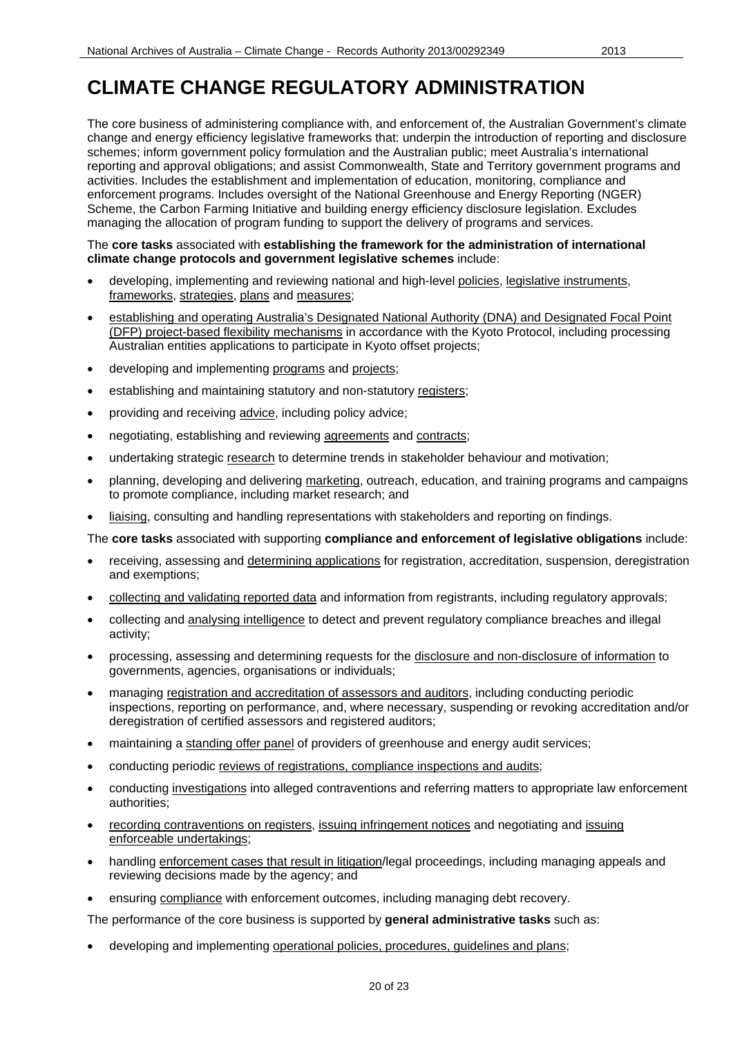# CLIMATE CHANGE REGULATORY ADMINISTRATION

The core business of administering compliance with, and enforcement of, the Australian Government's climate change and energy efficiency legislative frameworks that: underpin the introduction of reporting and disclosure schemes; inform government policy formulation and the Australian public; meet Australia's international reporting and approval obligations; and assist Commonwealth, State and Territory government programs and activities. Includes the establishment and implementation of education, monitoring, compliance and enforcement programs. Includes oversight of the National Greenhouse and Energy Reporting (NGER) Scheme, the Carbon Farming Initiative and building energy efficiency disclosure legislation. Excludes managing the allocation of program funding to support the delivery of programs and services.

The **core tasks** associated with **establishing the framework for the administration of international climate change protocols and government legislative schemes** include:

- developing, implementing and reviewing national and high-level policies, legislative instruments, frameworks, strategies, plans and measures;
- establishing and operating Australia's Designated National Authority (DNA) and Designated Focal Point (DFP) project-based flexibility mechanisms in accordance with the Kyoto Protocol, including processing Australian entities applications to participate in Kyoto offset projects;
- developing and implementing programs and projects;
- establishing and maintaining statutory and non-statutory registers;
- providing and receiving advice, including policy advice;
- negotiating, establishing and reviewing agreements and contracts;
- undertaking strategic research to determine trends in stakeholder behaviour and motivation;
- planning, developing and delivering marketing, outreach, education, and training programs and campaigns to promote compliance, including market research; and
- liaising, consulting and handling representations with stakeholders and reporting on findings.

The **core tasks** associated with supporting **compliance and enforcement of legislative obligations** include:

- receiving, assessing and determining applications for registration, accreditation, suspension, deregistration and exemptions;
- collecting and validating reported data and information from registrants, including regulatory approvals;
- collecting and analysing intelligence to detect and prevent regulatory compliance breaches and illegal activity;
- processing, assessing and determining requests for the disclosure and non-disclosure of information to governments, agencies, organisations or individuals;
- managing registration and accreditation of assessors and auditors, including conducting periodic inspections, reporting on performance, and, where necessary, suspending or revoking accreditation and/or deregistration of certified assessors and registered auditors;
- maintaining a standing offer panel of providers of greenhouse and energy audit services;
- conducting periodic reviews of registrations, compliance inspections and audits;
- conducting investigations into alleged contraventions and referring matters to appropriate law enforcement authorities;
- recording contraventions on registers, issuing infringement notices and negotiating and issuing enforceable undertakings;
- handling enforcement cases that result in litigation/legal proceedings, including managing appeals and reviewing decisions made by the agency; and
- ensuring compliance with enforcement outcomes, including managing debt recovery.

The performance of the core business is supported by **general administrative tasks** such as:

- developing and implementing operational policies, procedures, guidelines and plans;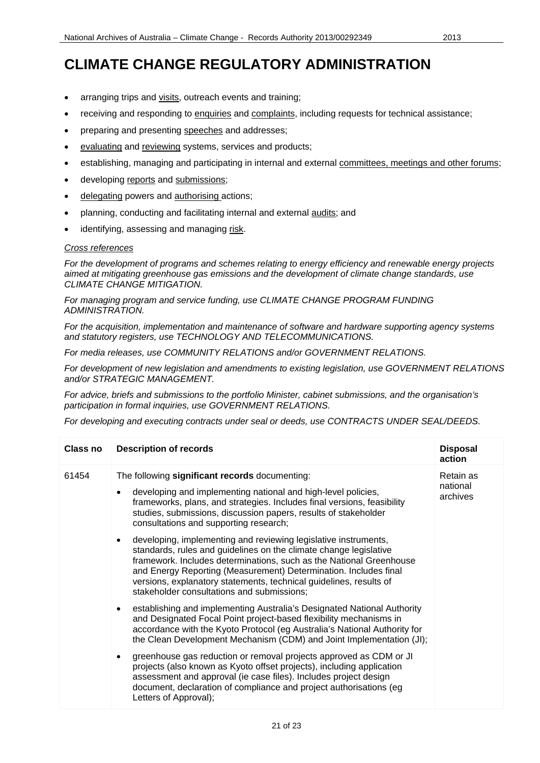# CLIMATE CHANGE REGULATORY ADMINISTRATION

- arranging trips and visits, outreach events and training;
- receiving and responding to enquiries and complaints, including requests for technical assistance;
- preparing and presenting speeches and addresses;
- evaluating and reviewing systems, services and products;
- establishing, managing and participating in internal and external committees, meetings and other forums;
- developing reports and submissions;
- delegating powers and authorising actions;
- planning, conducting and facilitating internal and external audits; and
- identifying, assessing and managing risk.

*Cross references*

*For the development of programs and schemes relating to energy efficiency and renewable energy projects aimed at mitigating greenhouse gas emissions and the development of climate change standards, use CLIMATE CHANGE MITIGATION.*

*For managing program and service funding, use CLIMATE CHANGE PROGRAM FUNDING ADMINISTRATION.*

*For the acquisition, implementation and maintenance of software and hardware supporting agency systems and statutory registers, use TECHNOLOGY AND TELECOMMUNICATIONS.*

*For media releases, use COMMUNITY RELATIONS and/or GOVERNMENT RELATIONS.*

*For development of new legislation and amendments to existing legislation, use GOVERNMENT RELATIONS and/or STRATEGIC MANAGEMENT.*

*For advice, briefs and submissions to the portfolio Minister, cabinet submissions, and the organisation's participation in formal inquiries, use GOVERNMENT RELATIONS.*

*For developing and executing contracts under seal or deeds, use CONTRACTS UNDER SEAL/DEEDS.*

| Class no | Description of records | Disposal action |
|---|---|---|
| 61454 | The following **significant records** documenting:<br>• developing and implementing national and high-level policies, frameworks, plans, and strategies. Includes final versions, feasibility studies, submissions, discussion papers, results of stakeholder consultations and supporting research;<br>• developing, implementing and reviewing legislative instruments, standards, rules and guidelines on the climate change legislative framework. Includes determinations, such as the National Greenhouse and Energy Reporting (Measurement) Determination. Includes final versions, explanatory statements, technical guidelines, results of stakeholder consultations and submissions;<br>• establishing and implementing Australia's Designated National Authority and Designated Focal Point project-based flexibility mechanisms in accordance with the Kyoto Protocol (eg Australia's National Authority for the Clean Development Mechanism (CDM) and Joint Implementation (JI);<br>• greenhouse gas reduction or removal projects approved as CDM or JI projects (also known as Kyoto offset projects), including application assessment and approval (ie case files). Includes project design document, declaration of compliance and project authorisations (eg Letters of Approval); | Retain as national archives |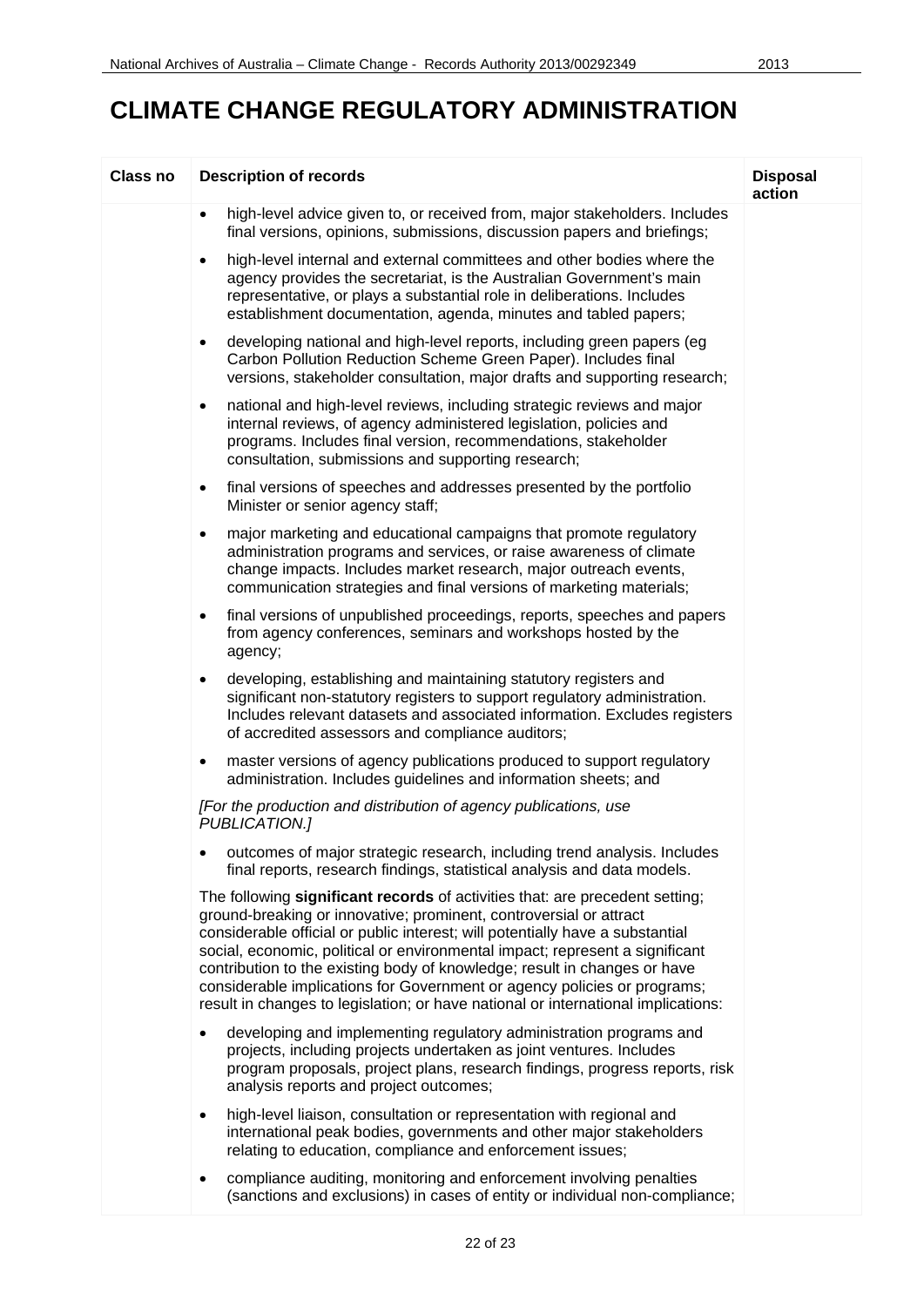# CLIMATE CHANGE REGULATORY ADMINISTRATION

| Class no | Description of records | Disposal action |
| --- | --- | --- |
| | • high-level advice given to, or received from, major stakeholders. Includes final versions, opinions, submissions, discussion papers and briefings;<br><br>• high-level internal and external committees and other bodies where the agency provides the secretariat, is the Australian Government's main representative, or plays a substantial role in deliberations. Includes establishment documentation, agenda, minutes and tabled papers;<br><br>• developing national and high-level reports, including green papers (eg Carbon Pollution Reduction Scheme Green Paper). Includes final versions, stakeholder consultation, major drafts and supporting research;<br><br>• national and high-level reviews, including strategic reviews and major internal reviews, of agency administered legislation, policies and programs. Includes final version, recommendations, stakeholder consultation, submissions and supporting research;<br><br>• final versions of speeches and addresses presented by the portfolio Minister or senior agency staff;<br><br>• major marketing and educational campaigns that promote regulatory administration programs and services, or raise awareness of climate change impacts. Includes market research, major outreach events, communication strategies and final versions of marketing materials;<br><br>• final versions of unpublished proceedings, reports, speeches and papers from agency conferences, seminars and workshops hosted by the agency;<br><br>• developing, establishing and maintaining statutory registers and significant non-statutory registers to support regulatory administration. Includes relevant datasets and associated information. Excludes registers of accredited assessors and compliance auditors;<br><br>• master versions of agency publications produced to support regulatory administration. Includes guidelines and information sheets; and<br><br>*[For the production and distribution of agency publications, use PUBLICATION.]*<br><br>• outcomes of major strategic research, including trend analysis. Includes final reports, research findings, statistical analysis and data models.<br><br>The following **significant records** of activities that: are precedent setting; ground-breaking or innovative; prominent, controversial or attract considerable official or public interest; will potentially have a substantial social, economic, political or environmental impact; represent a significant contribution to the existing body of knowledge; result in changes or have considerable implications for Government or agency policies or programs; result in changes to legislation; or have national or international implications:<br><br>• developing and implementing regulatory administration programs and projects, including projects undertaken as joint ventures. Includes program proposals, project plans, research findings, progress reports, risk analysis reports and project outcomes;<br><br>• high-level liaison, consultation or representation with regional and international peak bodies, governments and other major stakeholders relating to education, compliance and enforcement issues;<br><br>• compliance auditing, monitoring and enforcement involving penalties (sanctions and exclusions) in cases of entity or individual non-compliance; | |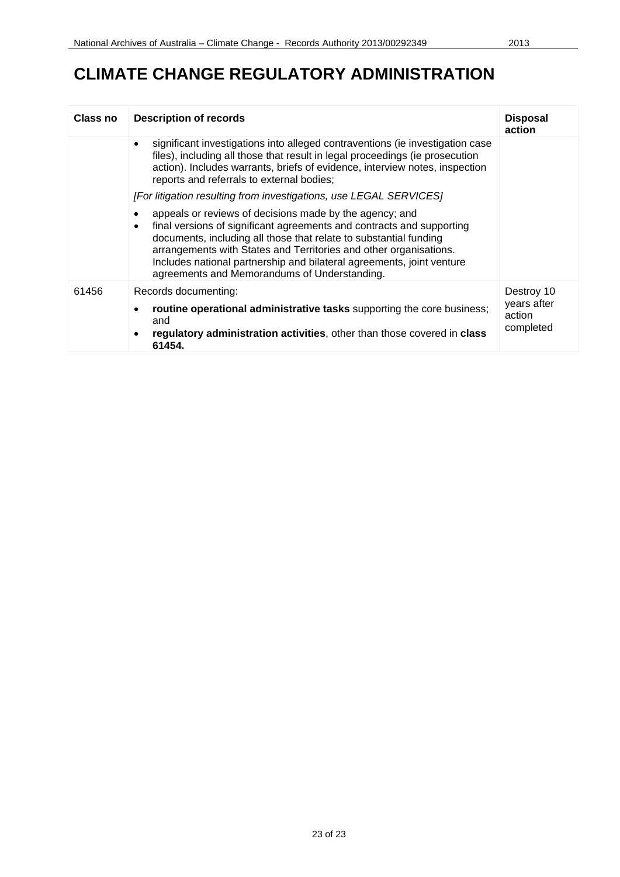# CLIMATE CHANGE REGULATORY ADMINISTRATION

| Class no | Description of records | Disposal action |
|---|---|---|
| | • significant investigations into alleged contraventions (ie investigation case files), including all those that result in legal proceedings (ie prosecution action). Includes warrants, briefs of evidence, interview notes, inspection reports and referrals to external bodies;<br>*[For litigation resulting from investigations, use LEGAL SERVICES]*<br>• appeals or reviews of decisions made by the agency; and<br>• final versions of significant agreements and contracts and supporting documents, including all those that relate to substantial funding arrangements with States and Territories and other organisations. Includes national partnership and bilateral agreements, joint venture agreements and Memorandums of Understanding. | |
| 61456 | Records documenting:<br>• **routine operational administrative tasks** supporting the core business; and<br>• **regulatory administration activities**, other than those covered in **class 61454.** | Destroy 10 years after action completed |